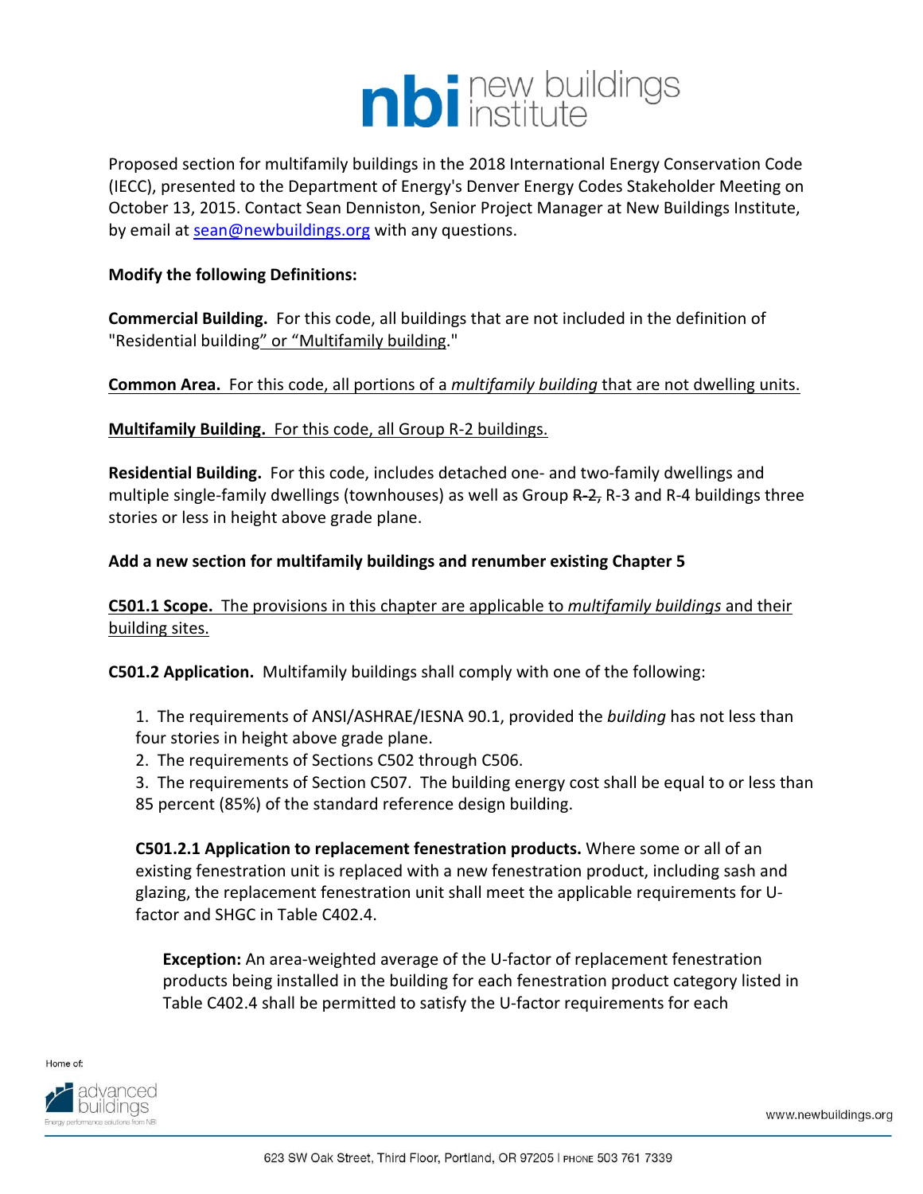Proposed section for multifamily buildings in the 2018 International Energy Conservation Code (IECC), presented to the Department of Energy's Denver Energy Codes Stakeholder Meeting on October 13, 2015. Contact Sean Denniston, Senior Project Manager at New Buildings Institute, by email at sean@newbuildings.org with any questions.

**Modify the following Definitions:**

**Commercial Building.** For this code, all buildings that are not included in the definition of "Residential building" or "Multifamily building."

**Common Area.** For this code, all portions of a *multifamily building* that are not dwelling units.

**Multifamily Building.** For this code, all Group R-2 buildings.

**Residential Building.** For this code, includes detached one- and two-family dwellings and multiple single-family dwellings (townhouses) as well as Group ~~R-2,~~ R-3 and R-4 buildings three stories or less in height above grade plane.

**Add a new section for multifamily buildings and renumber existing Chapter 5**

**C501.1 Scope.** The provisions in this chapter are applicable to *multifamily buildings* and their building sites.

**C501.2 Application.** Multifamily buildings shall comply with one of the following:

1. The requirements of ANSI/ASHRAE/IESNA 90.1, provided the *building* has not less than four stories in height above grade plane.
2. The requirements of Sections C502 through C506.
3. The requirements of Section C507. The building energy cost shall be equal to or less than 85 percent (85%) of the standard reference design building.

**C501.2.1 Application to replacement fenestration products.** Where some or all of an existing fenestration unit is replaced with a new fenestration product, including sash and glazing, the replacement fenestration unit shall meet the applicable requirements for U-factor and SHGC in Table C402.4.

**Exception:** An area-weighted average of the U-factor of replacement fenestration products being installed in the building for each fenestration product category listed in Table C402.4 shall be permitted to satisfy the U-factor requirements for each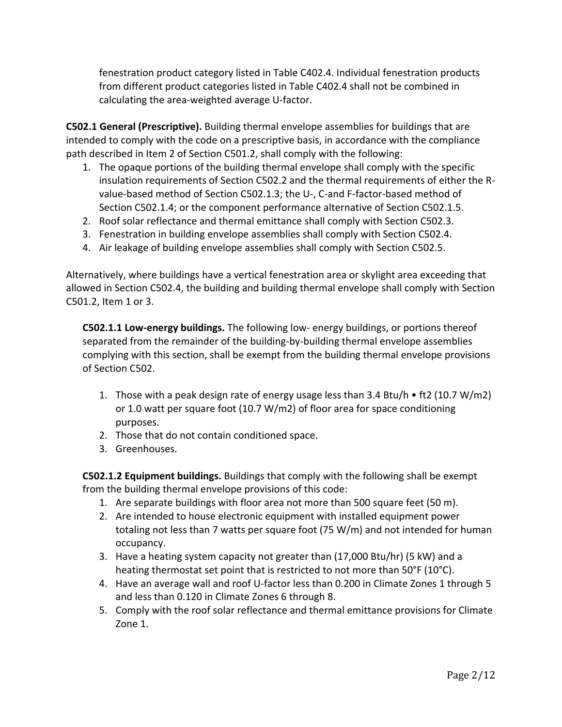fenestration product category listed in Table C402.4. Individual fenestration products from different product categories listed in Table C402.4 shall not be combined in calculating the area-weighted average U-factor.

**C502.1 General (Prescriptive).** Building thermal envelope assemblies for buildings that are intended to comply with the code on a prescriptive basis, in accordance with the compliance path described in Item 2 of Section C501.2, shall comply with the following:

1. The opaque portions of the building thermal envelope shall comply with the specific insulation requirements of Section C502.2 and the thermal requirements of either the R-value-based method of Section C502.1.3; the U-, C-and F-factor-based method of Section C502.1.4; or the component performance alternative of Section C502.1.5.
2. Roof solar reflectance and thermal emittance shall comply with Section C502.3.
3. Fenestration in building envelope assemblies shall comply with Section C502.4.
4. Air leakage of building envelope assemblies shall comply with Section C502.5.

Alternatively, where buildings have a vertical fenestration area or skylight area exceeding that allowed in Section C502.4, the building and building thermal envelope shall comply with Section C501.2, Item 1 or 3.

**C502.1.1 Low-energy buildings.** The following low- energy buildings, or portions thereof separated from the remainder of the building-by-building thermal envelope assemblies complying with this section, shall be exempt from the building thermal envelope provisions of Section C502.

1. Those with a peak design rate of energy usage less than 3.4 Btu/h • ft2 (10.7 W/m2) or 1.0 watt per square foot (10.7 W/m2) of floor area for space conditioning purposes.
2. Those that do not contain conditioned space.
3. Greenhouses.

**C502.1.2 Equipment buildings.** Buildings that comply with the following shall be exempt from the building thermal envelope provisions of this code:

1. Are separate buildings with floor area not more than 500 square feet (50 m).
2. Are intended to house electronic equipment with installed equipment power totaling not less than 7 watts per square foot (75 W/m) and not intended for human occupancy.
3. Have a heating system capacity not greater than (17,000 Btu/hr) (5 kW) and a heating thermostat set point that is restricted to not more than 50°F (10°C).
4. Have an average wall and roof U-factor less than 0.200 in Climate Zones 1 through 5 and less than 0.120 in Climate Zones 6 through 8.
5. Comply with the roof solar reflectance and thermal emittance provisions for Climate Zone 1.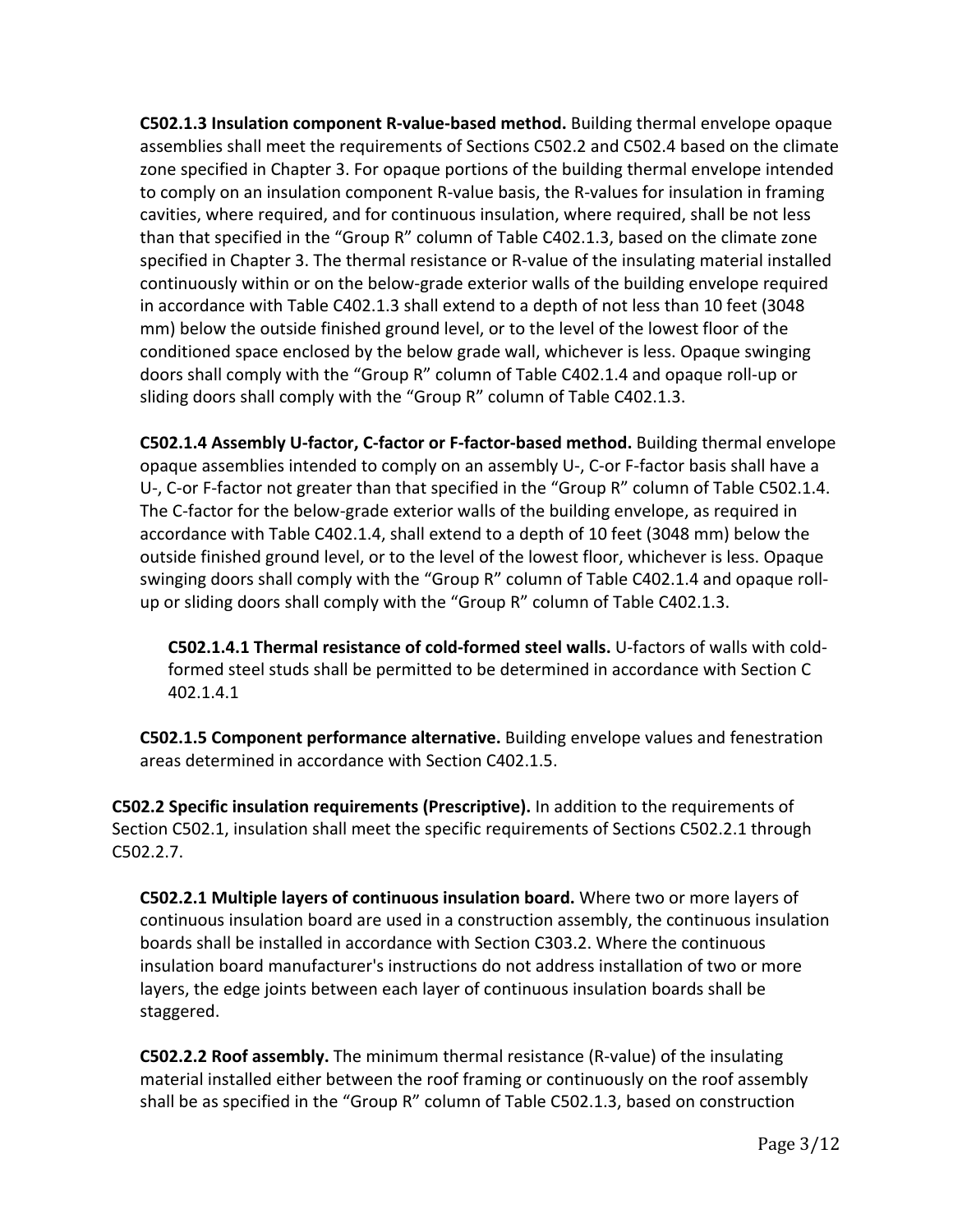**C502.1.3 Insulation component R-value-based method.** Building thermal envelope opaque assemblies shall meet the requirements of Sections C502.2 and C502.4 based on the climate zone specified in Chapter 3. For opaque portions of the building thermal envelope intended to comply on an insulation component R-value basis, the R-values for insulation in framing cavities, where required, and for continuous insulation, where required, shall be not less than that specified in the "Group R" column of Table C402.1.3, based on the climate zone specified in Chapter 3. The thermal resistance or R-value of the insulating material installed continuously within or on the below-grade exterior walls of the building envelope required in accordance with Table C402.1.3 shall extend to a depth of not less than 10 feet (3048 mm) below the outside finished ground level, or to the level of the lowest floor of the conditioned space enclosed by the below grade wall, whichever is less. Opaque swinging doors shall comply with the "Group R" column of Table C402.1.4 and opaque roll-up or sliding doors shall comply with the "Group R" column of Table C402.1.3.

**C502.1.4 Assembly U-factor, C-factor or F-factor-based method.** Building thermal envelope opaque assemblies intended to comply on an assembly U-, C-or F-factor basis shall have a U-, C-or F-factor not greater than that specified in the "Group R" column of Table C502.1.4. The C-factor for the below-grade exterior walls of the building envelope, as required in accordance with Table C402.1.4, shall extend to a depth of 10 feet (3048 mm) below the outside finished ground level, or to the level of the lowest floor, whichever is less. Opaque swinging doors shall comply with the "Group R" column of Table C402.1.4 and opaque roll-up or sliding doors shall comply with the "Group R" column of Table C402.1.3.

**C502.1.4.1 Thermal resistance of cold-formed steel walls.** U-factors of walls with cold-formed steel studs shall be permitted to be determined in accordance with Section C 402.1.4.1

**C502.1.5 Component performance alternative.** Building envelope values and fenestration areas determined in accordance with Section C402.1.5.

**C502.2 Specific insulation requirements (Prescriptive).** In addition to the requirements of Section C502.1, insulation shall meet the specific requirements of Sections C502.2.1 through C502.2.7.

**C502.2.1 Multiple layers of continuous insulation board.** Where two or more layers of continuous insulation board are used in a construction assembly, the continuous insulation boards shall be installed in accordance with Section C303.2. Where the continuous insulation board manufacturer's instructions do not address installation of two or more layers, the edge joints between each layer of continuous insulation boards shall be staggered.

**C502.2.2 Roof assembly.** The minimum thermal resistance (R-value) of the insulating material installed either between the roof framing or continuously on the roof assembly shall be as specified in the "Group R" column of Table C502.1.3, based on construction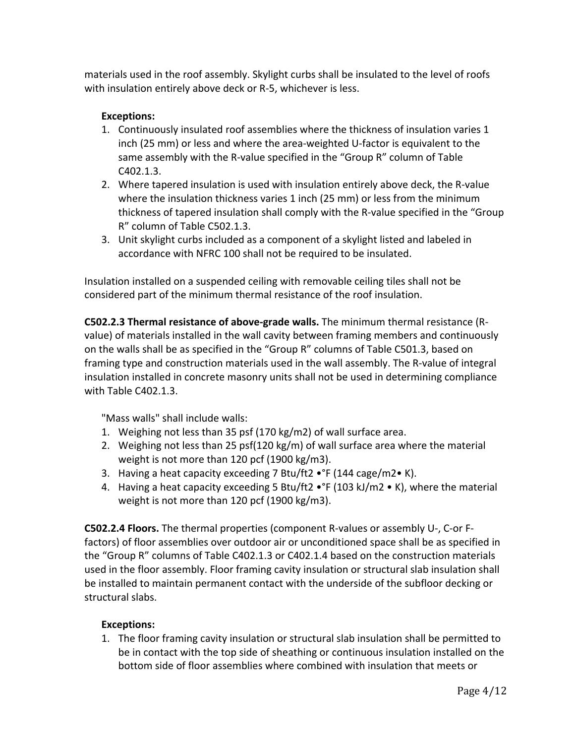materials used in the roof assembly. Skylight curbs shall be insulated to the level of roofs with insulation entirely above deck or R-5, whichever is less.

**Exceptions:**

1. Continuously insulated roof assemblies where the thickness of insulation varies 1 inch (25 mm) or less and where the area-weighted U-factor is equivalent to the same assembly with the R-value specified in the "Group R" column of Table C402.1.3.
2. Where tapered insulation is used with insulation entirely above deck, the R-value where the insulation thickness varies 1 inch (25 mm) or less from the minimum thickness of tapered insulation shall comply with the R-value specified in the "Group R" column of Table C502.1.3.
3. Unit skylight curbs included as a component of a skylight listed and labeled in accordance with NFRC 100 shall not be required to be insulated.

Insulation installed on a suspended ceiling with removable ceiling tiles shall not be considered part of the minimum thermal resistance of the roof insulation.

**C502.2.3 Thermal resistance of above-grade walls.** The minimum thermal resistance (R-value) of materials installed in the wall cavity between framing members and continuously on the walls shall be as specified in the "Group R" columns of Table C501.3, based on framing type and construction materials used in the wall assembly. The R-value of integral insulation installed in concrete masonry units shall not be used in determining compliance with Table C402.1.3.

"Mass walls" shall include walls:

1. Weighing not less than 35 psf (170 kg/m2) of wall surface area.
2. Weighing not less than 25 psf(120 kg/m) of wall surface area where the material weight is not more than 120 pcf (1900 kg/m3).
3. Having a heat capacity exceeding 7 Btu/ft2 •°F (144 cage/m2• K).
4. Having a heat capacity exceeding 5 Btu/ft2 •°F (103 kJ/m2 • K), where the material weight is not more than 120 pcf (1900 kg/m3).

**C502.2.4 Floors.** The thermal properties (component R-values or assembly U-, C-or F-factors) of floor assemblies over outdoor air or unconditioned space shall be as specified in the "Group R" columns of Table C402.1.3 or C402.1.4 based on the construction materials used in the floor assembly. Floor framing cavity insulation or structural slab insulation shall be installed to maintain permanent contact with the underside of the subfloor decking or structural slabs.

**Exceptions:**

1. The floor framing cavity insulation or structural slab insulation shall be permitted to be in contact with the top side of sheathing or continuous insulation installed on the bottom side of floor assemblies where combined with insulation that meets or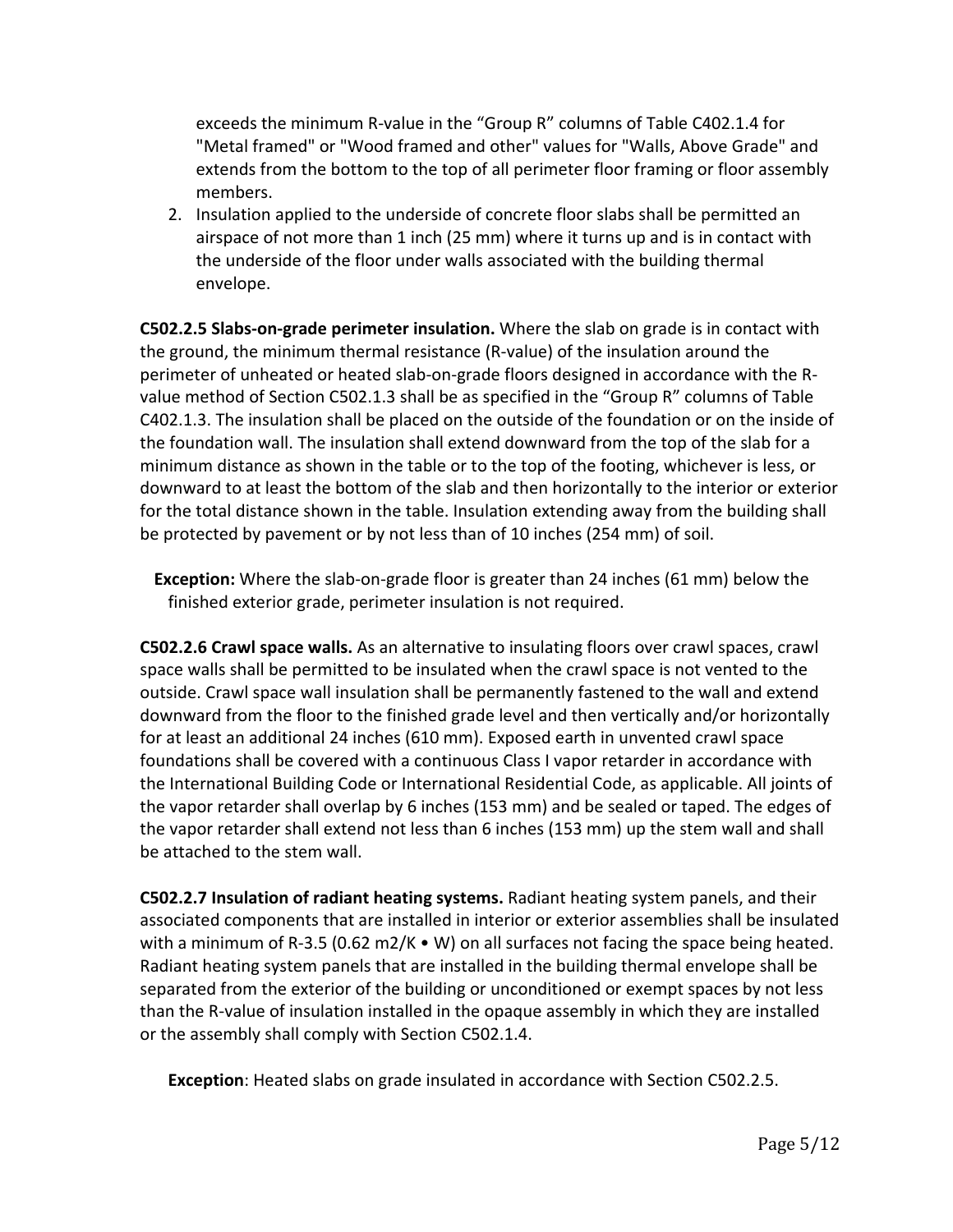exceeds the minimum R-value in the “Group R” columns of Table C402.1.4 for "Metal framed" or "Wood framed and other" values for "Walls, Above Grade" and extends from the bottom to the top of all perimeter floor framing or floor assembly members.

2. Insulation applied to the underside of concrete floor slabs shall be permitted an airspace of not more than 1 inch (25 mm) where it turns up and is in contact with the underside of the floor under walls associated with the building thermal envelope.

**C502.2.5 Slabs-on-grade perimeter insulation.** Where the slab on grade is in contact with the ground, the minimum thermal resistance (R-value) of the insulation around the perimeter of unheated or heated slab-on-grade floors designed in accordance with the R-value method of Section C502.1.3 shall be as specified in the “Group R” columns of Table C402.1.3. The insulation shall be placed on the outside of the foundation or on the inside of the foundation wall. The insulation shall extend downward from the top of the slab for a minimum distance as shown in the table or to the top of the footing, whichever is less, or downward to at least the bottom of the slab and then horizontally to the interior or exterior for the total distance shown in the table. Insulation extending away from the building shall be protected by pavement or by not less than of 10 inches (254 mm) of soil.

**Exception:** Where the slab-on-grade floor is greater than 24 inches (61 mm) below the finished exterior grade, perimeter insulation is not required.

**C502.2.6 Crawl space walls.** As an alternative to insulating floors over crawl spaces, crawl space walls shall be permitted to be insulated when the crawl space is not vented to the outside. Crawl space wall insulation shall be permanently fastened to the wall and extend downward from the floor to the finished grade level and then vertically and/or horizontally for at least an additional 24 inches (610 mm). Exposed earth in unvented crawl space foundations shall be covered with a continuous Class I vapor retarder in accordance with the International Building Code or International Residential Code, as applicable. All joints of the vapor retarder shall overlap by 6 inches (153 mm) and be sealed or taped. The edges of the vapor retarder shall extend not less than 6 inches (153 mm) up the stem wall and shall be attached to the stem wall.

**C502.2.7 Insulation of radiant heating systems.** Radiant heating system panels, and their associated components that are installed in interior or exterior assemblies shall be insulated with a minimum of R-3.5 (0.62 m2/K • W) on all surfaces not facing the space being heated. Radiant heating system panels that are installed in the building thermal envelope shall be separated from the exterior of the building or unconditioned or exempt spaces by not less than the R-value of insulation installed in the opaque assembly in which they are installed or the assembly shall comply with Section C502.1.4.

**Exception**: Heated slabs on grade insulated in accordance with Section C502.2.5.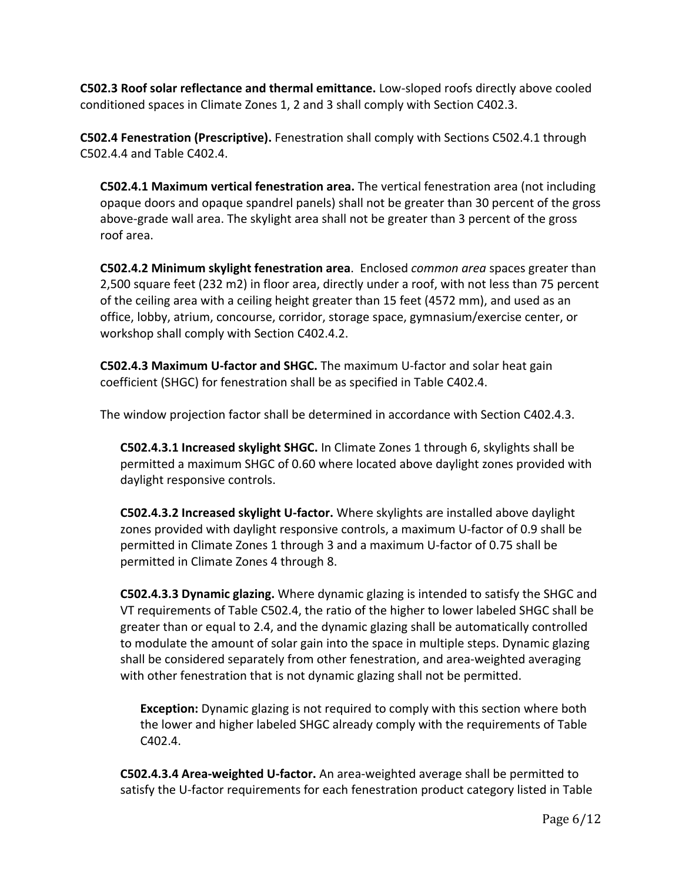**C502.3 Roof solar reflectance and thermal emittance.** Low-sloped roofs directly above cooled conditioned spaces in Climate Zones 1, 2 and 3 shall comply with Section C402.3.

**C502.4 Fenestration (Prescriptive).** Fenestration shall comply with Sections C502.4.1 through C502.4.4 and Table C402.4.

**C502.4.1 Maximum vertical fenestration area.** The vertical fenestration area (not including opaque doors and opaque spandrel panels) shall not be greater than 30 percent of the gross above-grade wall area. The skylight area shall not be greater than 3 percent of the gross roof area.

**C502.4.2 Minimum skylight fenestration area**. Enclosed *common area* spaces greater than 2,500 square feet (232 m2) in floor area, directly under a roof, with not less than 75 percent of the ceiling area with a ceiling height greater than 15 feet (4572 mm), and used as an office, lobby, atrium, concourse, corridor, storage space, gymnasium/exercise center, or workshop shall comply with Section C402.4.2.

**C502.4.3 Maximum U-factor and SHGC.** The maximum U-factor and solar heat gain coefficient (SHGC) for fenestration shall be as specified in Table C402.4.

The window projection factor shall be determined in accordance with Section C402.4.3.

**C502.4.3.1 Increased skylight SHGC.** In Climate Zones 1 through 6, skylights shall be permitted a maximum SHGC of 0.60 where located above daylight zones provided with daylight responsive controls.

**C502.4.3.2 Increased skylight U-factor.** Where skylights are installed above daylight zones provided with daylight responsive controls, a maximum U-factor of 0.9 shall be permitted in Climate Zones 1 through 3 and a maximum U-factor of 0.75 shall be permitted in Climate Zones 4 through 8.

**C502.4.3.3 Dynamic glazing.** Where dynamic glazing is intended to satisfy the SHGC and VT requirements of Table C502.4, the ratio of the higher to lower labeled SHGC shall be greater than or equal to 2.4, and the dynamic glazing shall be automatically controlled to modulate the amount of solar gain into the space in multiple steps. Dynamic glazing shall be considered separately from other fenestration, and area-weighted averaging with other fenestration that is not dynamic glazing shall not be permitted.

**Exception:** Dynamic glazing is not required to comply with this section where both the lower and higher labeled SHGC already comply with the requirements of Table C402.4.

**C502.4.3.4 Area-weighted U-factor.** An area-weighted average shall be permitted to satisfy the U-factor requirements for each fenestration product category listed in Table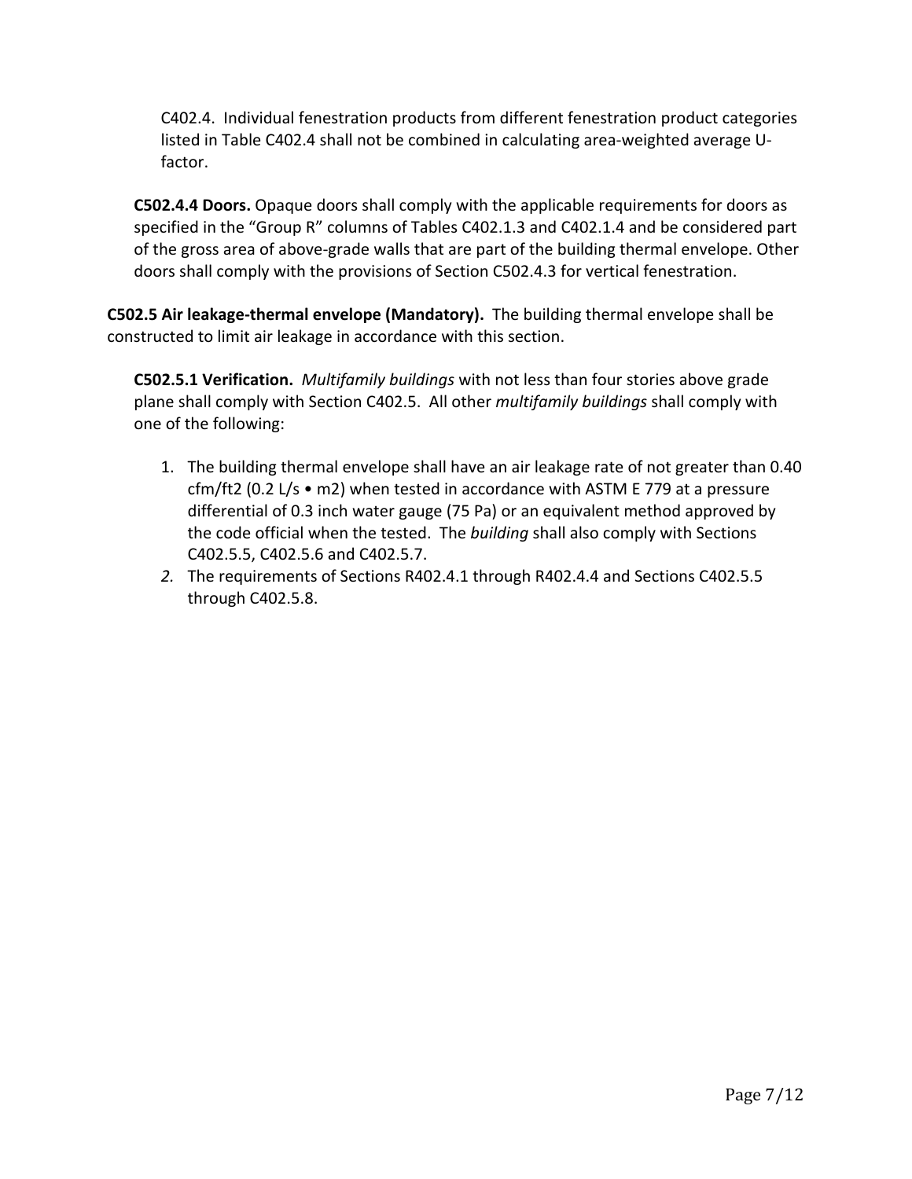C402.4. Individual fenestration products from different fenestration product categories listed in Table C402.4 shall not be combined in calculating area-weighted average U-factor.

**C502.4.4 Doors.** Opaque doors shall comply with the applicable requirements for doors as specified in the "Group R" columns of Tables C402.1.3 and C402.1.4 and be considered part of the gross area of above-grade walls that are part of the building thermal envelope. Other doors shall comply with the provisions of Section C502.4.3 for vertical fenestration.

**C502.5 Air leakage-thermal envelope (Mandatory).** The building thermal envelope shall be constructed to limit air leakage in accordance with this section.

**C502.5.1 Verification.** *Multifamily buildings* with not less than four stories above grade plane shall comply with Section C402.5. All other *multifamily buildings* shall comply with one of the following:

1. The building thermal envelope shall have an air leakage rate of not greater than 0.40 cfm/ft2 (0.2 L/s • m2) when tested in accordance with ASTM E 779 at a pressure differential of 0.3 inch water gauge (75 Pa) or an equivalent method approved by the code official when the tested. The *building* shall also comply with Sections C402.5.5, C402.5.6 and C402.5.7.
2. The requirements of Sections R402.4.1 through R402.4.4 and Sections C402.5.5 through C402.5.8.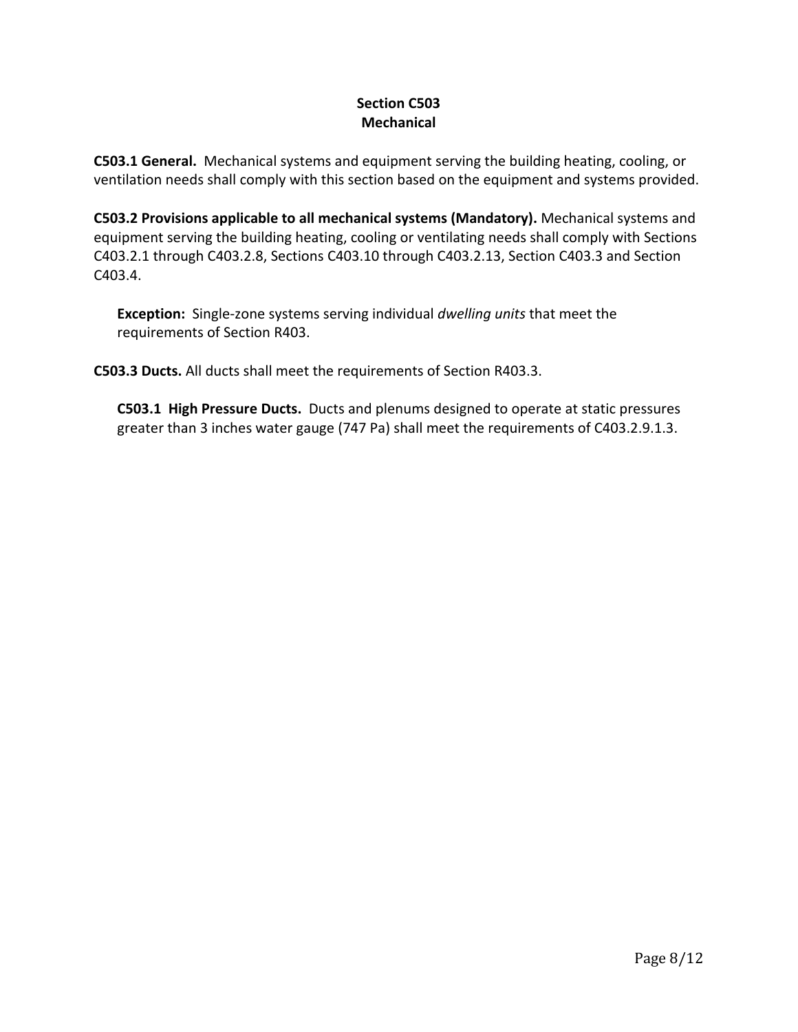## Section C503
## Mechanical

**C503.1 General.** Mechanical systems and equipment serving the building heating, cooling, or ventilation needs shall comply with this section based on the equipment and systems provided.

**C503.2 Provisions applicable to all mechanical systems (Mandatory).** Mechanical systems and equipment serving the building heating, cooling or ventilating needs shall comply with Sections C403.2.1 through C403.2.8, Sections C403.10 through C403.2.13, Section C403.3 and Section C403.4.

> **Exception:** Single-zone systems serving individual *dwelling units* that meet the requirements of Section R403.

**C503.3 Ducts.** All ducts shall meet the requirements of Section R403.3.

> **C503.1 High Pressure Ducts.** Ducts and plenums designed to operate at static pressures greater than 3 inches water gauge (747 Pa) shall meet the requirements of C403.2.9.1.3.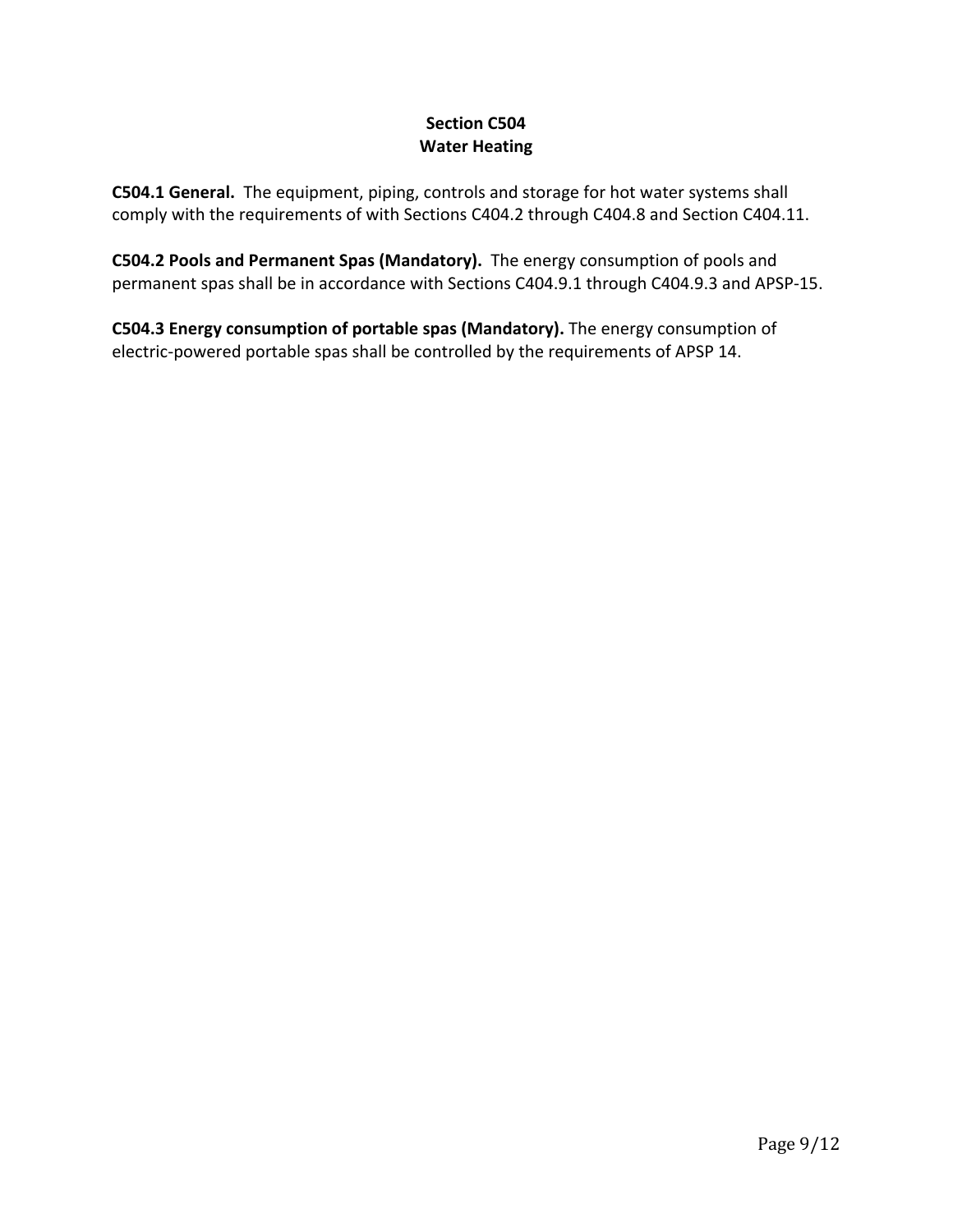## Section C504
## Water Heating

**C504.1 General.** The equipment, piping, controls and storage for hot water systems shall comply with the requirements of with Sections C404.2 through C404.8 and Section C404.11.

**C504.2 Pools and Permanent Spas (Mandatory).** The energy consumption of pools and permanent spas shall be in accordance with Sections C404.9.1 through C404.9.3 and APSP-15.

**C504.3 Energy consumption of portable spas (Mandatory).** The energy consumption of electric-powered portable spas shall be controlled by the requirements of APSP 14.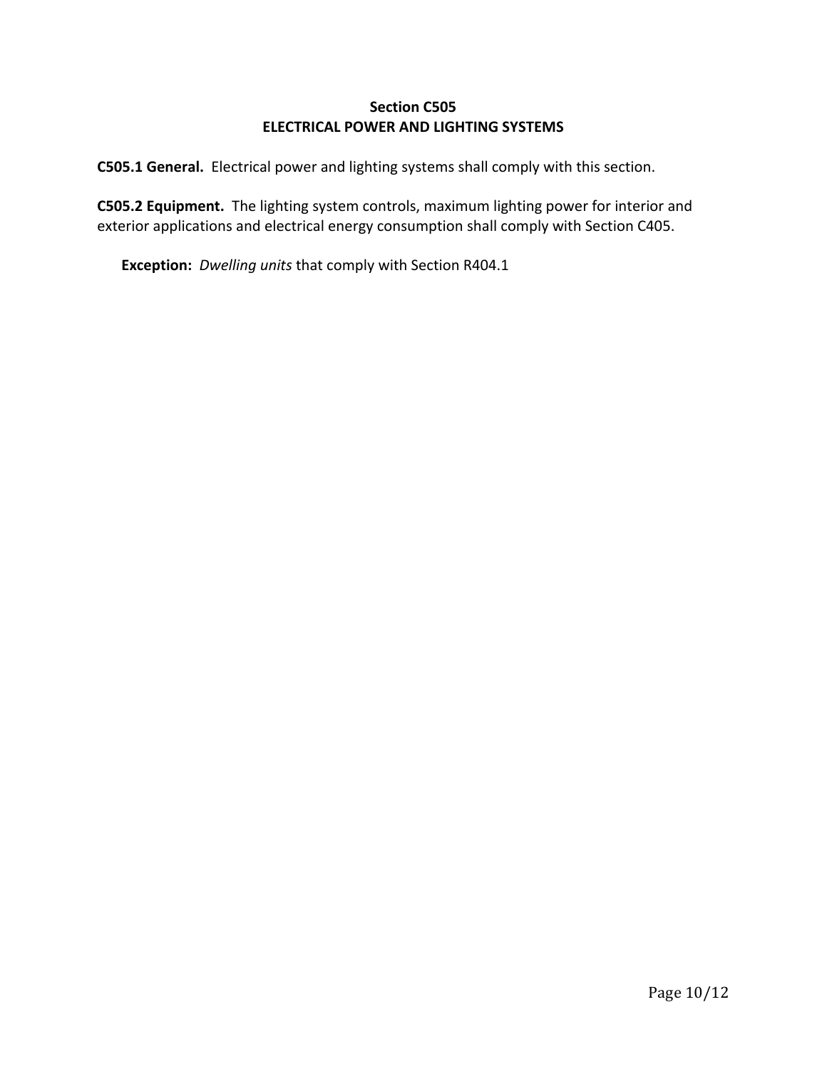## Section C505
## ELECTRICAL POWER AND LIGHTING SYSTEMS

**C505.1 General.** Electrical power and lighting systems shall comply with this section.

**C505.2 Equipment.** The lighting system controls, maximum lighting power for interior and exterior applications and electrical energy consumption shall comply with Section C405.

**Exception:** *Dwelling units* that comply with Section R404.1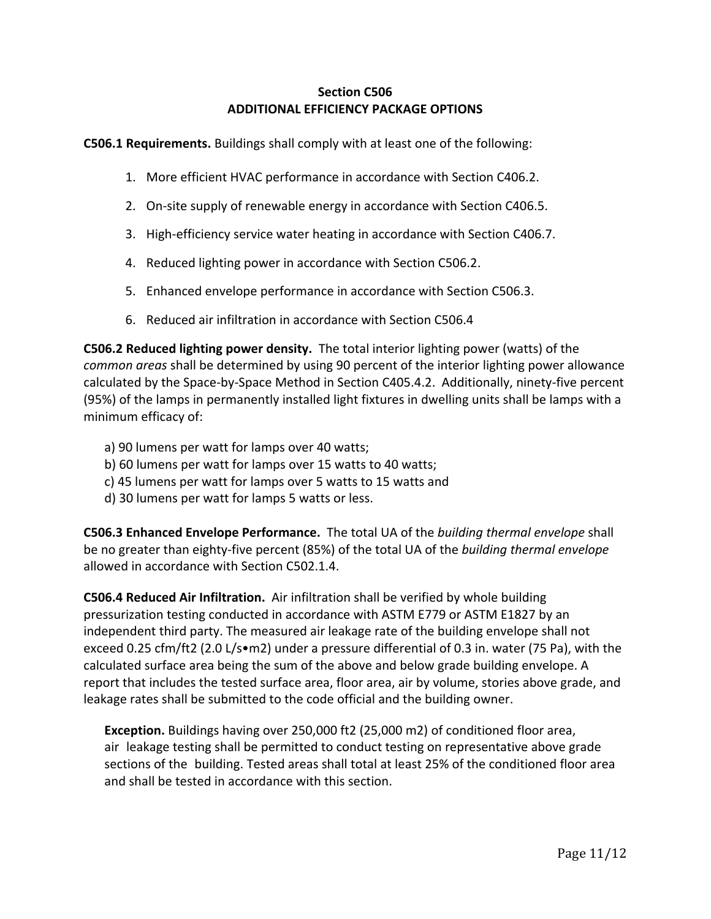## Section C506
## ADDITIONAL EFFICIENCY PACKAGE OPTIONS

**C506.1 Requirements.** Buildings shall comply with at least one of the following:

1. More efficient HVAC performance in accordance with Section C406.2.
2. On-site supply of renewable energy in accordance with Section C406.5.
3. High-efficiency service water heating in accordance with Section C406.7.
4. Reduced lighting power in accordance with Section C506.2.
5. Enhanced envelope performance in accordance with Section C506.3.
6. Reduced air infiltration in accordance with Section C506.4

**C506.2 Reduced lighting power density.** The total interior lighting power (watts) of the *common areas* shall be determined by using 90 percent of the interior lighting power allowance calculated by the Space-by-Space Method in Section C405.4.2. Additionally, ninety-five percent (95%) of the lamps in permanently installed light fixtures in dwelling units shall be lamps with a minimum efficacy of:

a) 90 lumens per watt for lamps over 40 watts;
b) 60 lumens per watt for lamps over 15 watts to 40 watts;
c) 45 lumens per watt for lamps over 5 watts to 15 watts and
d) 30 lumens per watt for lamps 5 watts or less.

**C506.3 Enhanced Envelope Performance.** The total UA of the *building thermal envelope* shall be no greater than eighty-five percent (85%) of the total UA of the *building thermal envelope* allowed in accordance with Section C502.1.4.

**C506.4 Reduced Air Infiltration.** Air infiltration shall be verified by whole building pressurization testing conducted in accordance with ASTM E779 or ASTM E1827 by an independent third party. The measured air leakage rate of the building envelope shall not exceed 0.25 cfm/ft2 (2.0 L/s•m2) under a pressure differential of 0.3 in. water (75 Pa), with the calculated surface area being the sum of the above and below grade building envelope. A report that includes the tested surface area, floor area, air by volume, stories above grade, and leakage rates shall be submitted to the code official and the building owner.

> **Exception.** Buildings having over 250,000 ft2 (25,000 m2) of conditioned floor area, air leakage testing shall be permitted to conduct testing on representative above grade sections of the building. Tested areas shall total at least 25% of the conditioned floor area and shall be tested in accordance with this section.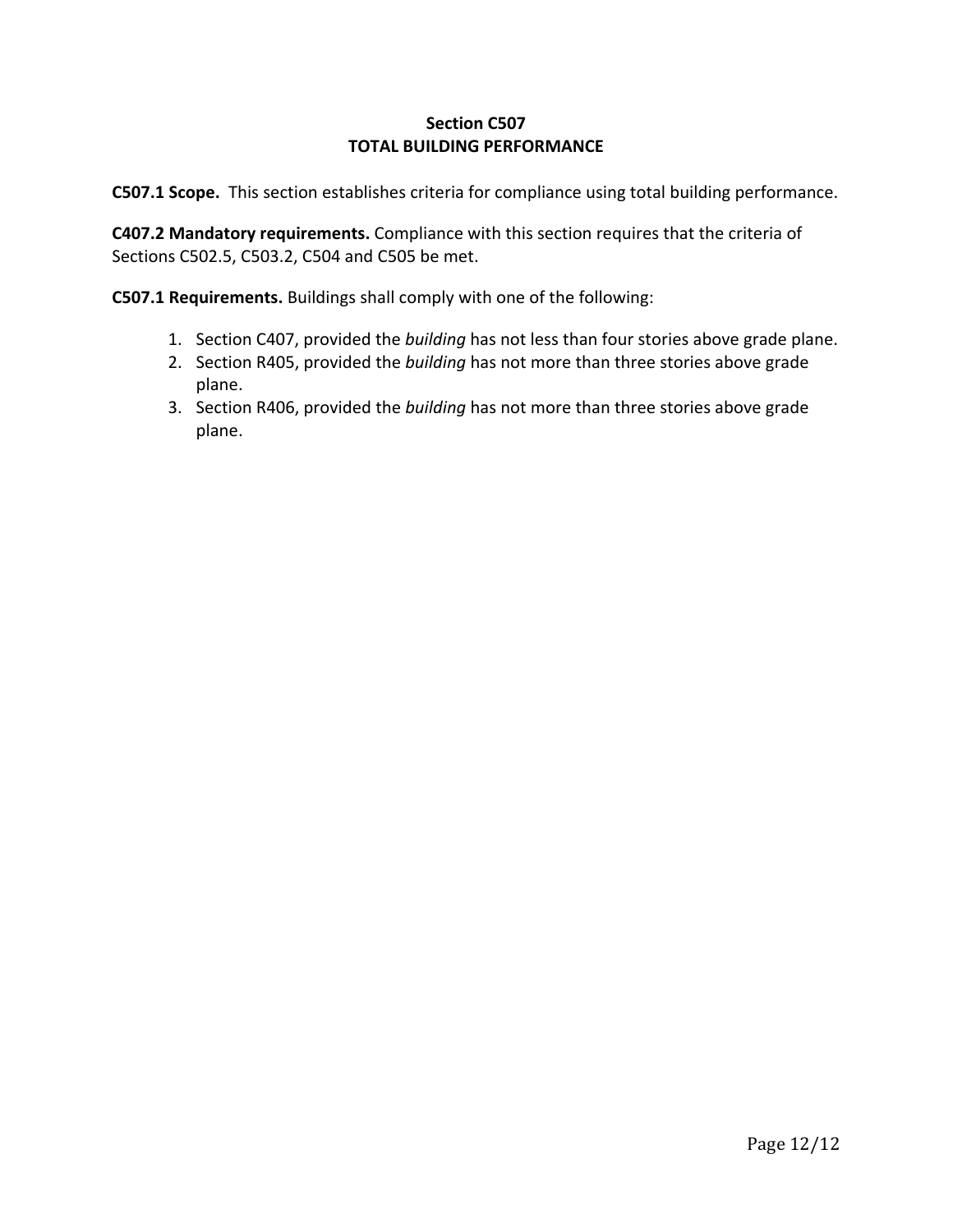**Section C507**
**TOTAL BUILDING PERFORMANCE**

**C507.1 Scope.** This section establishes criteria for compliance using total building performance.

**C407.2 Mandatory requirements.** Compliance with this section requires that the criteria of Sections C502.5, C503.2, C504 and C505 be met.

**C507.1 Requirements.** Buildings shall comply with one of the following:

1. Section C407, provided the *building* has not less than four stories above grade plane.
2. Section R405, provided the *building* has not more than three stories above grade plane.
3. Section R406, provided the *building* has not more than three stories above grade plane.